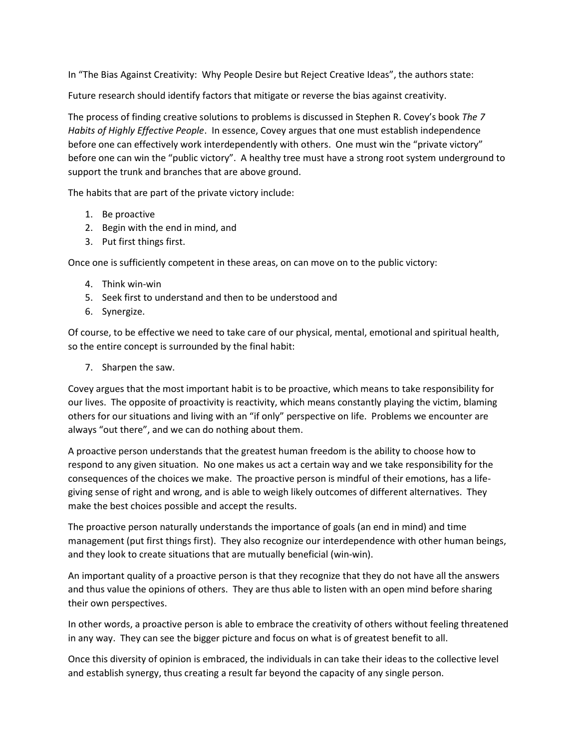In "The Bias Against Creativity: Why People Desire but Reject Creative Ideas", the authors state:

Future research should identify factors that mitigate or reverse the bias against creativity.

The process of finding creative solutions to problems is discussed in Stephen R. Covey's book *The 7 Habits of Highly Effective People*. In essence, Covey argues that one must establish independence before one can effectively work interdependently with others. One must win the "private victory" before one can win the "public victory". A healthy tree must have a strong root system underground to support the trunk and branches that are above ground.

The habits that are part of the private victory include:

1. Be proactive
2. Begin with the end in mind, and
3. Put first things first.

Once one is sufficiently competent in these areas, on can move on to the public victory:

4. Think win-win
5. Seek first to understand and then to be understood and
6. Synergize.

Of course, to be effective we need to take care of our physical, mental, emotional and spiritual health, so the entire concept is surrounded by the final habit:

7. Sharpen the saw.

Covey argues that the most important habit is to be proactive, which means to take responsibility for our lives. The opposite of proactivity is reactivity, which means constantly playing the victim, blaming others for our situations and living with an "if only" perspective on life. Problems we encounter are always "out there", and we can do nothing about them.

A proactive person understands that the greatest human freedom is the ability to choose how to respond to any given situation. No one makes us act a certain way and we take responsibility for the consequences of the choices we make. The proactive person is mindful of their emotions, has a life-giving sense of right and wrong, and is able to weigh likely outcomes of different alternatives. They make the best choices possible and accept the results.

The proactive person naturally understands the importance of goals (an end in mind) and time management (put first things first). They also recognize our interdependence with other human beings, and they look to create situations that are mutually beneficial (win-win).

An important quality of a proactive person is that they recognize that they do not have all the answers and thus value the opinions of others. They are thus able to listen with an open mind before sharing their own perspectives.

In other words, a proactive person is able to embrace the creativity of others without feeling threatened in any way. They can see the bigger picture and focus on what is of greatest benefit to all.

Once this diversity of opinion is embraced, the individuals in can take their ideas to the collective level and establish synergy, thus creating a result far beyond the capacity of any single person.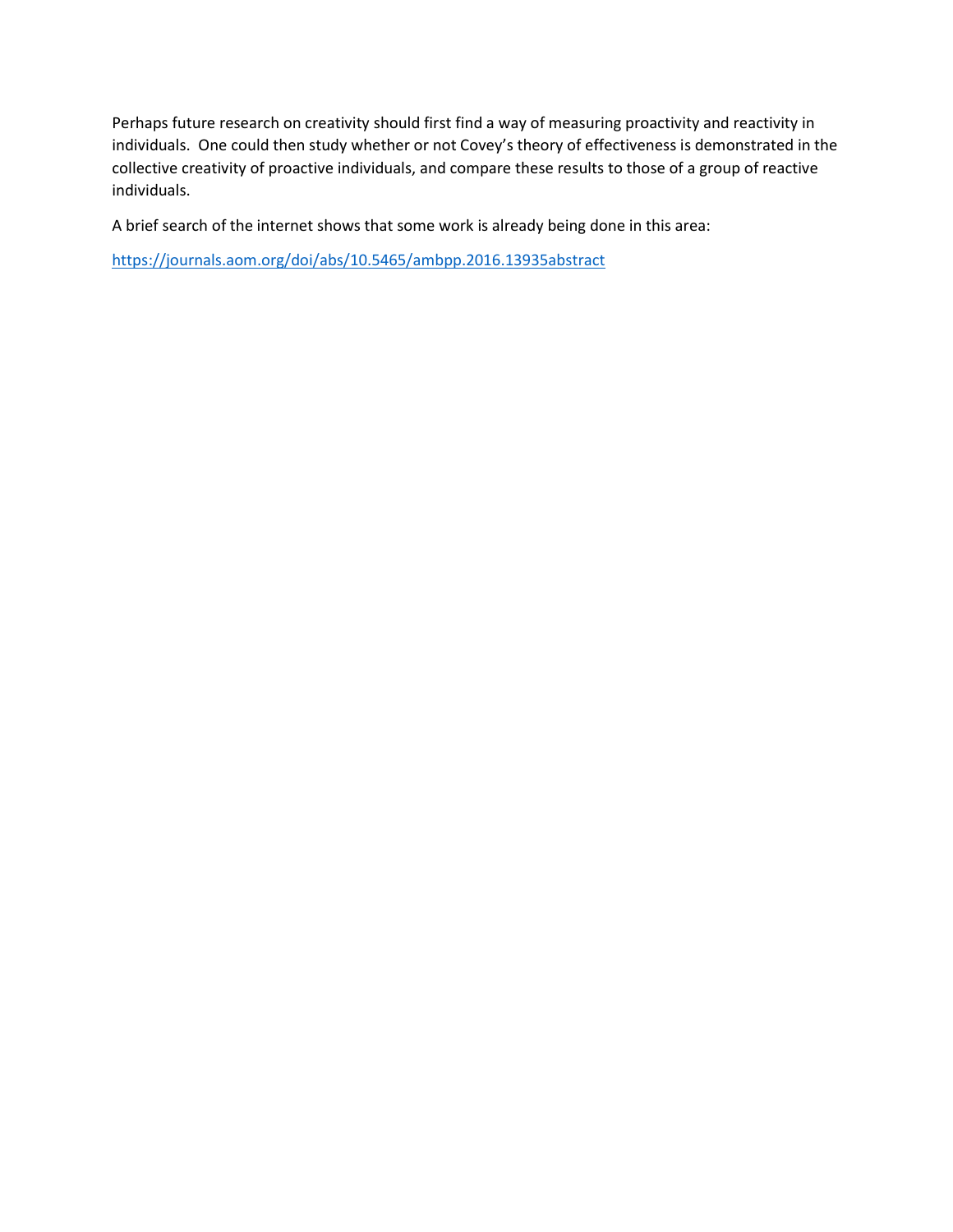Perhaps future research on creativity should first find a way of measuring proactivity and reactivity in individuals. One could then study whether or not Covey's theory of effectiveness is demonstrated in the collective creativity of proactive individuals, and compare these results to those of a group of reactive individuals.

A brief search of the internet shows that some work is already being done in this area:

https://journals.aom.org/doi/abs/10.5465/ambpp.2016.13935abstract